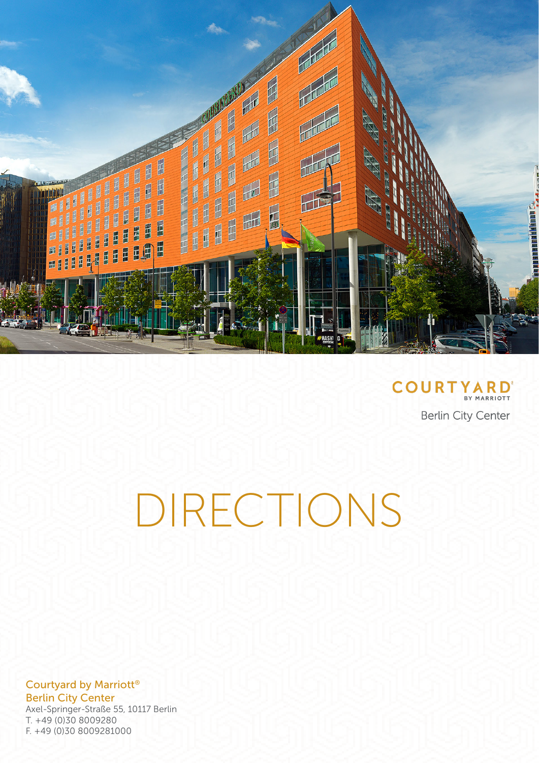COURTYARD BY MARRIOTT

Berlin City Center

# DIRECTIONS

Courtyard by Marriott®
Berlin City Center
Axel-Springer-Straße 55, 10117 Berlin
T. +49 (0)30 8009280
F. +49 (0)30 8009281000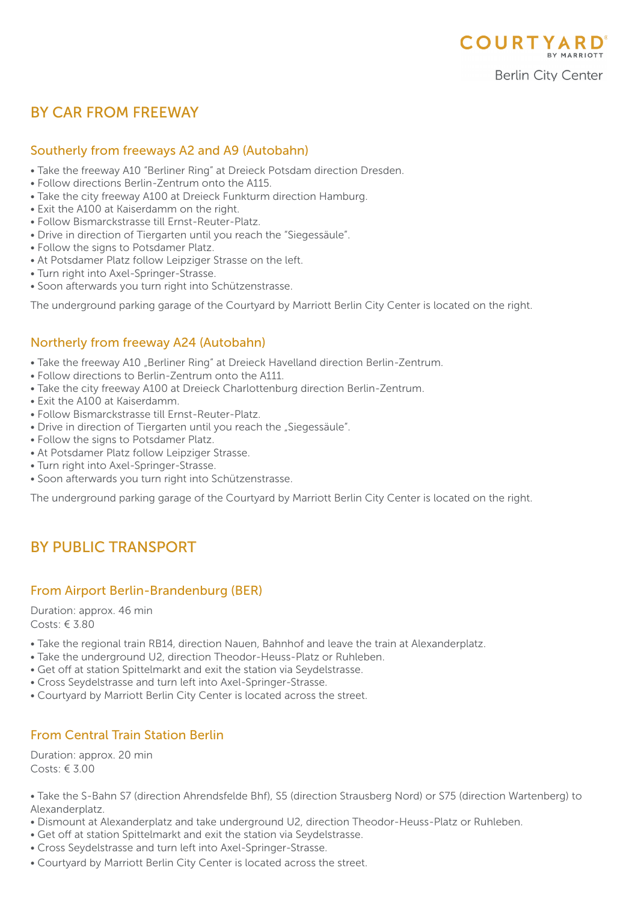# BY CAR FROM FREEWAY

## Southerly from freeways A2 and A9 (Autobahn)

- Take the freeway A10 "Berliner Ring" at Dreieck Potsdam direction Dresden.
- Follow directions Berlin-Zentrum onto the A115.
- Take the city freeway A100 at Dreieck Funkturm direction Hamburg.
- Exit the A100 at Kaiserdamm on the right.
- Follow Bismarckstrasse till Ernst-Reuter-Platz.
- Drive in direction of Tiergarten until you reach the "Siegessäule".
- Follow the signs to Potsdamer Platz.
- At Potsdamer Platz follow Leipziger Strasse on the left.
- Turn right into Axel-Springer-Strasse.
- Soon afterwards you turn right into Schützenstrasse.

The underground parking garage of the Courtyard by Marriott Berlin City Center is located on the right.

## Northerly from freeway A24 (Autobahn)

- Take the freeway A10 „Berliner Ring" at Dreieck Havelland direction Berlin-Zentrum.
- Follow directions to Berlin-Zentrum onto the A111.
- Take the city freeway A100 at Dreieck Charlottenburg direction Berlin-Zentrum.
- Exit the A100 at Kaiserdamm.
- Follow Bismarckstrasse till Ernst-Reuter-Platz.
- Drive in direction of Tiergarten until you reach the „Siegessäule".
- Follow the signs to Potsdamer Platz.
- At Potsdamer Platz follow Leipziger Strasse.
- Turn right into Axel-Springer-Strasse.
- Soon afterwards you turn right into Schützenstrasse.

The underground parking garage of the Courtyard by Marriott Berlin City Center is located on the right.

# BY PUBLIC TRANSPORT

## From Airport Berlin-Brandenburg (BER)

Duration: approx. 46 min
Costs: € 3.80

- Take the regional train RB14, direction Nauen, Bahnhof and leave the train at Alexanderplatz.
- Take the underground U2, direction Theodor-Heuss-Platz or Ruhleben.
- Get off at station Spittelmarkt and exit the station via Seydelstrasse.
- Cross Seydelstrasse and turn left into Axel-Springer-Strasse.
- Courtyard by Marriott Berlin City Center is located across the street.

## From Central Train Station Berlin

Duration: approx. 20 min
Costs: € 3.00

- Take the S-Bahn S7 (direction Ahrendsfelde Bhf), S5 (direction Strausberg Nord) or S75 (direction Wartenberg) to Alexanderplatz.
- Dismount at Alexanderplatz and take underground U2, direction Theodor-Heuss-Platz or Ruhleben.
- Get off at station Spittelmarkt and exit the station via Seydelstrasse.
- Cross Seydelstrasse and turn left into Axel-Springer-Strasse.
- Courtyard by Marriott Berlin City Center is located across the street.